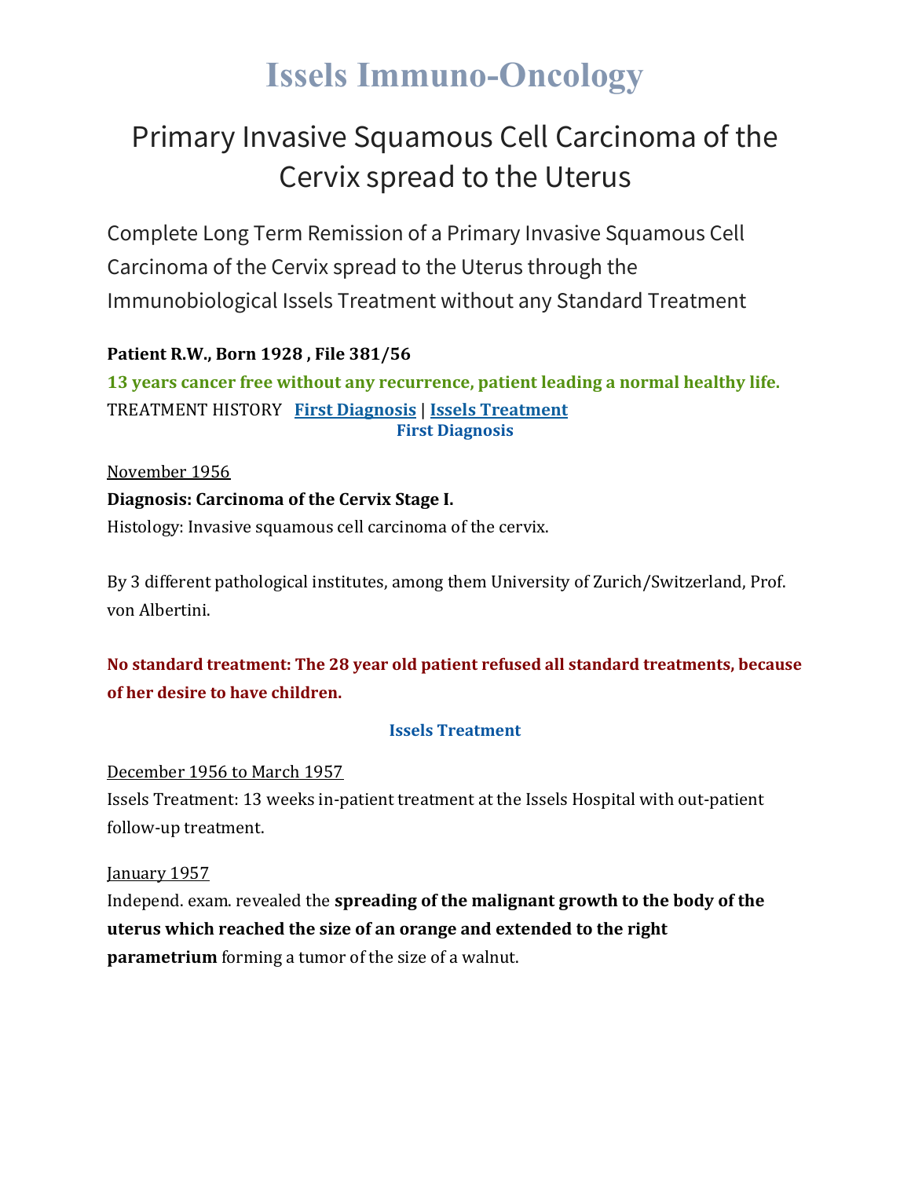# Issels Immuno-Oncology

## Primary Invasive Squamous Cell Carcinoma of the Cervix spread to the Uterus

Complete Long Term Remission of a Primary Invasive Squamous Cell Carcinoma of the Cervix spread to the Uterus through the Immunobiological Issels Treatment without any Standard Treatment

**Patient R.W., Born 1928 , File 381/56**

**13 years cancer free without any recurrence, patient leading a normal healthy life.**

TREATMENT HISTORY **First Diagnosis** | **Issels Treatment**

### First Diagnosis

November 1956

**Diagnosis: Carcinoma of the Cervix Stage I.**

Histology: Invasive squamous cell carcinoma of the cervix.

By 3 different pathological institutes, among them University of Zurich/Switzerland, Prof. von Albertini.

**No standard treatment: The 28 year old patient refused all standard treatments, because of her desire to have children.**

### Issels Treatment

December 1956 to March 1957

Issels Treatment: 13 weeks in-patient treatment at the Issels Hospital with out-patient follow-up treatment.

January 1957

Independ. exam. revealed the **spreading of the malignant growth to the body of the uterus which reached the size of an orange and extended to the right parametrium** forming a tumor of the size of a walnut.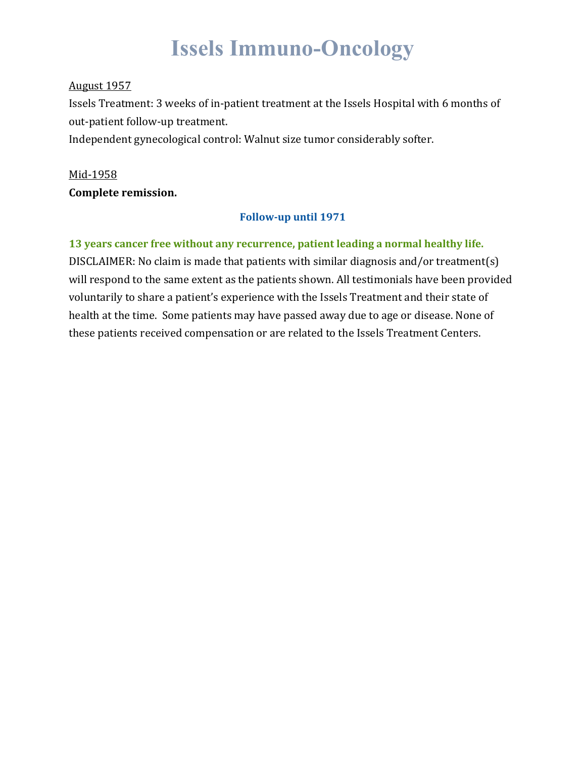# Issels Immuno-Oncology

<u>August 1957</u>
Issels Treatment: 3 weeks of in-patient treatment at the Issels Hospital with 6 months of out-patient follow-up treatment.
Independent gynecological control: Walnut size tumor considerably softer.

<u>Mid-1958</u>
**Complete remission.**

**Follow-up until 1971**

**13 years cancer free without any recurrence, patient leading a normal healthy life.**
DISCLAIMER: No claim is made that patients with similar diagnosis and/or treatment(s) will respond to the same extent as the patients shown. All testimonials have been provided voluntarily to share a patient's experience with the Issels Treatment and their state of health at the time. Some patients may have passed away due to age or disease. None of these patients received compensation or are related to the Issels Treatment Centers.